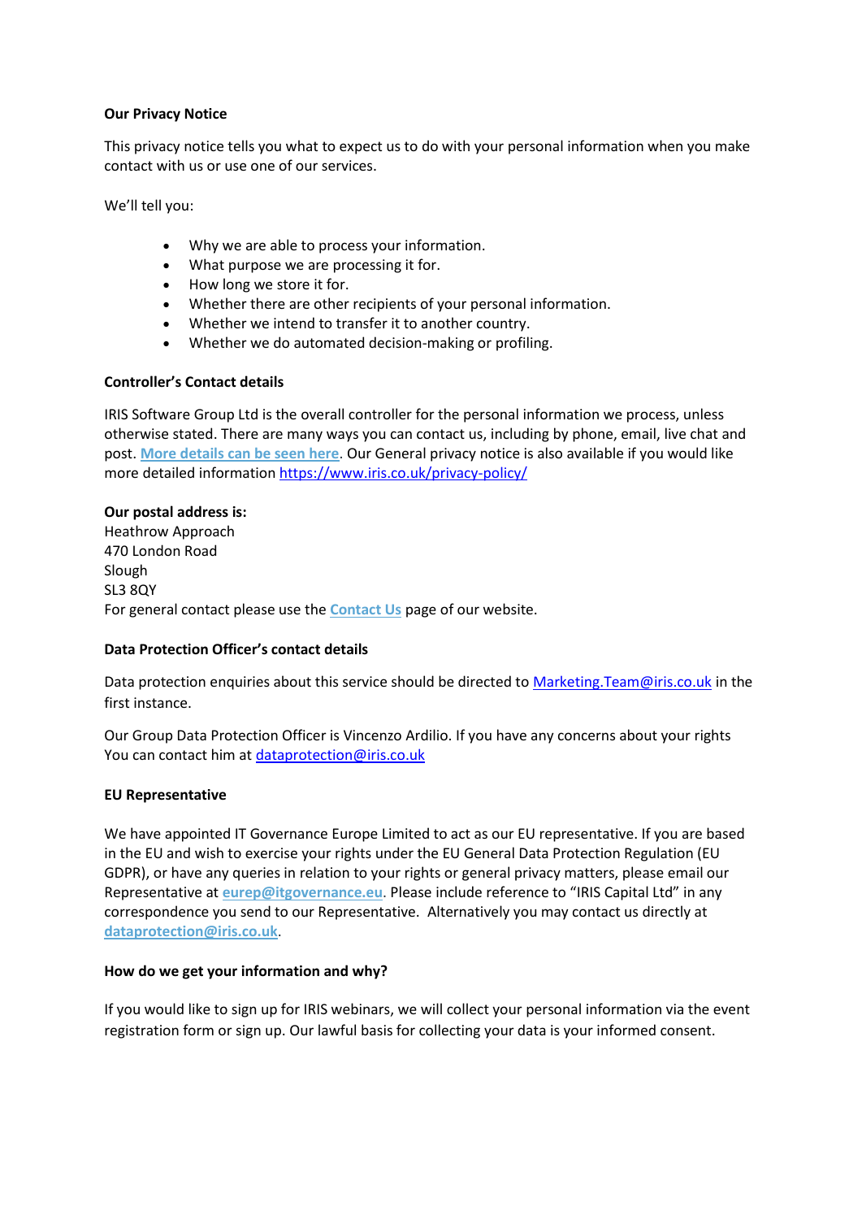**Our Privacy Notice**

This privacy notice tells you what to expect us to do with your personal information when you make contact with us or use one of our services.

We'll tell you:

- Why we are able to process your information.
- What purpose we are processing it for.
- How long we store it for.
- Whether there are other recipients of your personal information.
- Whether we intend to transfer it to another country.
- Whether we do automated decision-making or profiling.

**Controller's Contact details**

IRIS Software Group Ltd is the overall controller for the personal information we process, unless otherwise stated. There are many ways you can contact us, including by phone, email, live chat and post. **More details can be seen here**. Our General privacy notice is also available if you would like more detailed information https://www.iris.co.uk/privacy-policy/

**Our postal address is:**
Heathrow Approach
470 London Road
Slough
SL3 8QY
For general contact please use the **Contact Us** page of our website.

**Data Protection Officer's contact details**

Data protection enquiries about this service should be directed to Marketing.Team@iris.co.uk in the first instance.

Our Group Data Protection Officer is Vincenzo Ardilio. If you have any concerns about your rights You can contact him at dataprotection@iris.co.uk

**EU Representative**

We have appointed IT Governance Europe Limited to act as our EU representative. If you are based in the EU and wish to exercise your rights under the EU General Data Protection Regulation (EU GDPR), or have any queries in relation to your rights or general privacy matters, please email our Representative at **eurep@itgovernance.eu**. Please include reference to "IRIS Capital Ltd" in any correspondence you send to our Representative. Alternatively you may contact us directly at **dataprotection@iris.co.uk**.

**How do we get your information and why?**

If you would like to sign up for IRIS webinars, we will collect your personal information via the event registration form or sign up. Our lawful basis for collecting your data is your informed consent.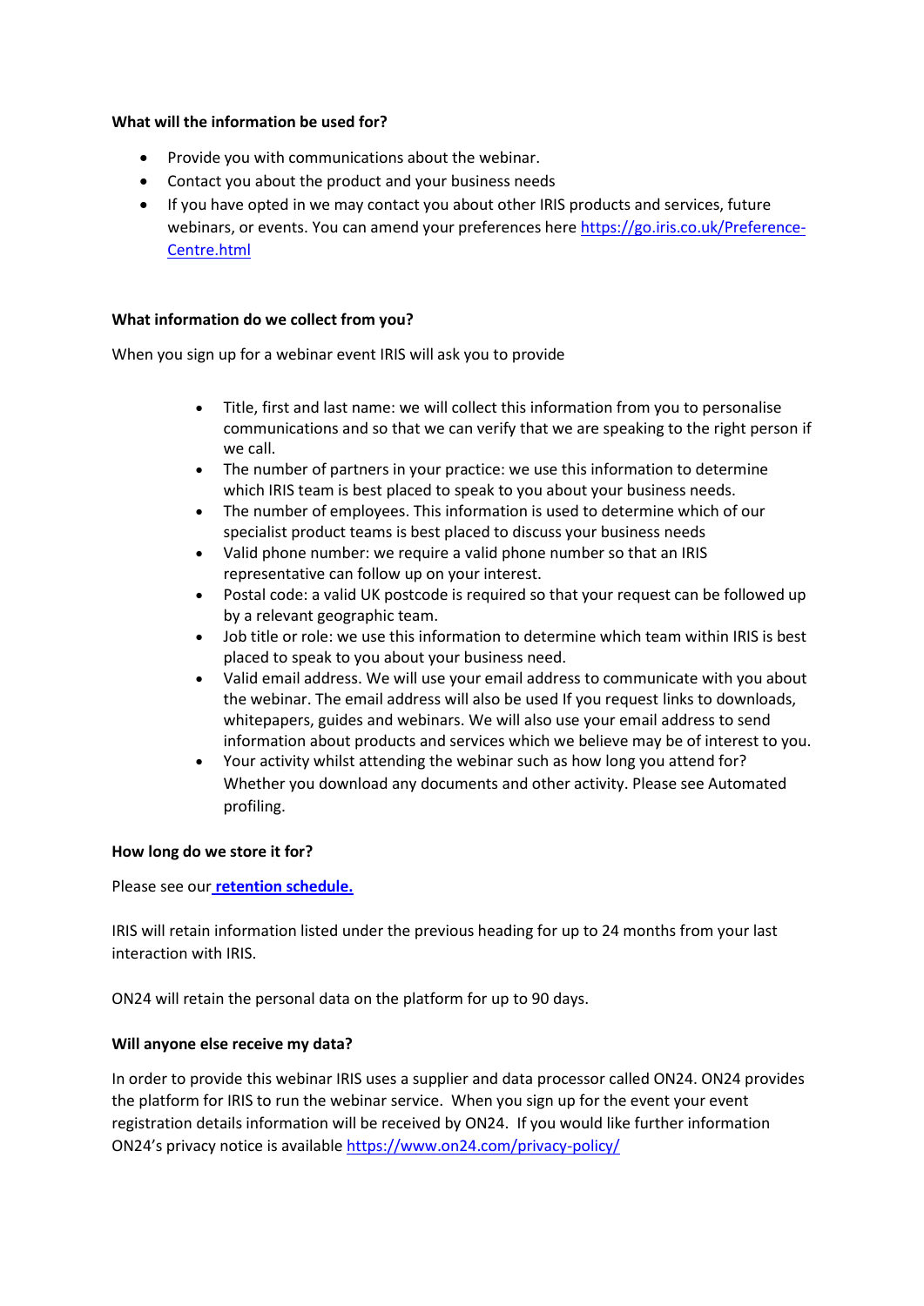**What will the information be used for?**

- Provide you with communications about the webinar.
- Contact you about the product and your business needs
- If you have opted in we may contact you about other IRIS products and services, future webinars, or events. You can amend your preferences here https://go.iris.co.uk/Preference-Centre.html

**What information do we collect from you?**

When you sign up for a webinar event IRIS will ask you to provide

- Title, first and last name: we will collect this information from you to personalise communications and so that we can verify that we are speaking to the right person if we call.
- The number of partners in your practice: we use this information to determine which IRIS team is best placed to speak to you about your business needs.
- The number of employees. This information is used to determine which of our specialist product teams is best placed to discuss your business needs
- Valid phone number: we require a valid phone number so that an IRIS representative can follow up on your interest.
- Postal code: a valid UK postcode is required so that your request can be followed up by a relevant geographic team.
- Job title or role: we use this information to determine which team within IRIS is best placed to speak to you about your business need.
- Valid email address. We will use your email address to communicate with you about the webinar. The email address will also be used If you request links to downloads, whitepapers, guides and webinars. We will also use your email address to send information about products and services which we believe may be of interest to you.
- Your activity whilst attending the webinar such as how long you attend for? Whether you download any documents and other activity. Please see Automated profiling.

**How long do we store it for?**

Please see our **retention schedule.**

IRIS will retain information listed under the previous heading for up to 24 months from your last interaction with IRIS.

ON24 will retain the personal data on the platform for up to 90 days.

**Will anyone else receive my data?**

In order to provide this webinar IRIS uses a supplier and data processor called ON24. ON24 provides the platform for IRIS to run the webinar service. When you sign up for the event your event registration details information will be received by ON24. If you would like further information ON24's privacy notice is available https://www.on24.com/privacy-policy/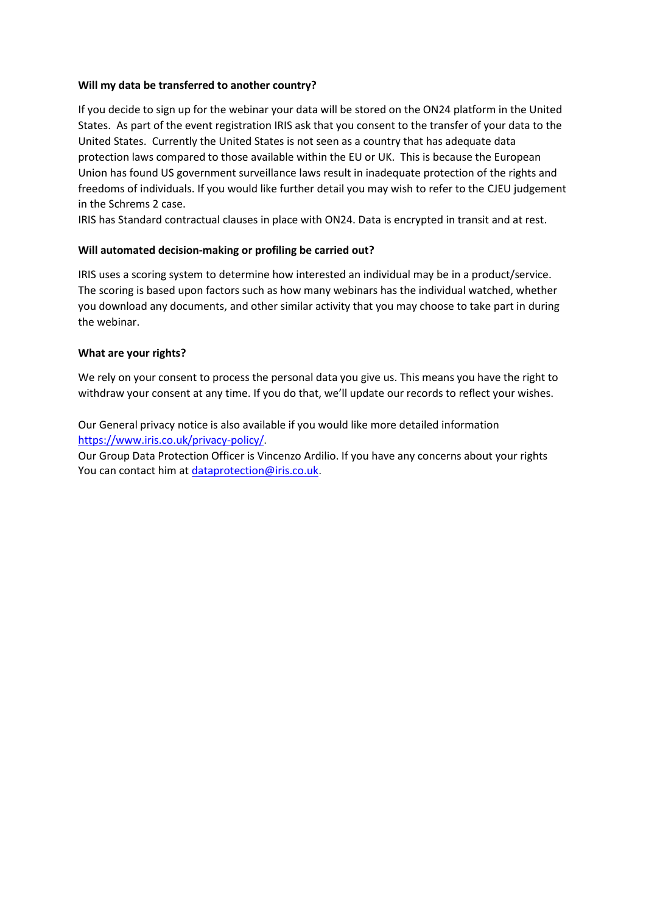**Will my data be transferred to another country?**

If you decide to sign up for the webinar your data will be stored on the ON24 platform in the United States. As part of the event registration IRIS ask that you consent to the transfer of your data to the United States. Currently the United States is not seen as a country that has adequate data protection laws compared to those available within the EU or UK. This is because the European Union has found US government surveillance laws result in inadequate protection of the rights and freedoms of individuals. If you would like further detail you may wish to refer to the CJEU judgement in the Schrems 2 case.
IRIS has Standard contractual clauses in place with ON24. Data is encrypted in transit and at rest.

**Will automated decision-making or profiling be carried out?**

IRIS uses a scoring system to determine how interested an individual may be in a product/service. The scoring is based upon factors such as how many webinars has the individual watched, whether you download any documents, and other similar activity that you may choose to take part in during the webinar.

**What are your rights?**

We rely on your consent to process the personal data you give us. This means you have the right to withdraw your consent at any time. If you do that, we'll update our records to reflect your wishes.

Our General privacy notice is also available if you would like more detailed information [https://www.iris.co.uk/privacy-policy/](https://www.iris.co.uk/privacy-policy/).
Our Group Data Protection Officer is Vincenzo Ardilio. If you have any concerns about your rights You can contact him at [dataprotection@iris.co.uk](mailto:dataprotection@iris.co.uk).